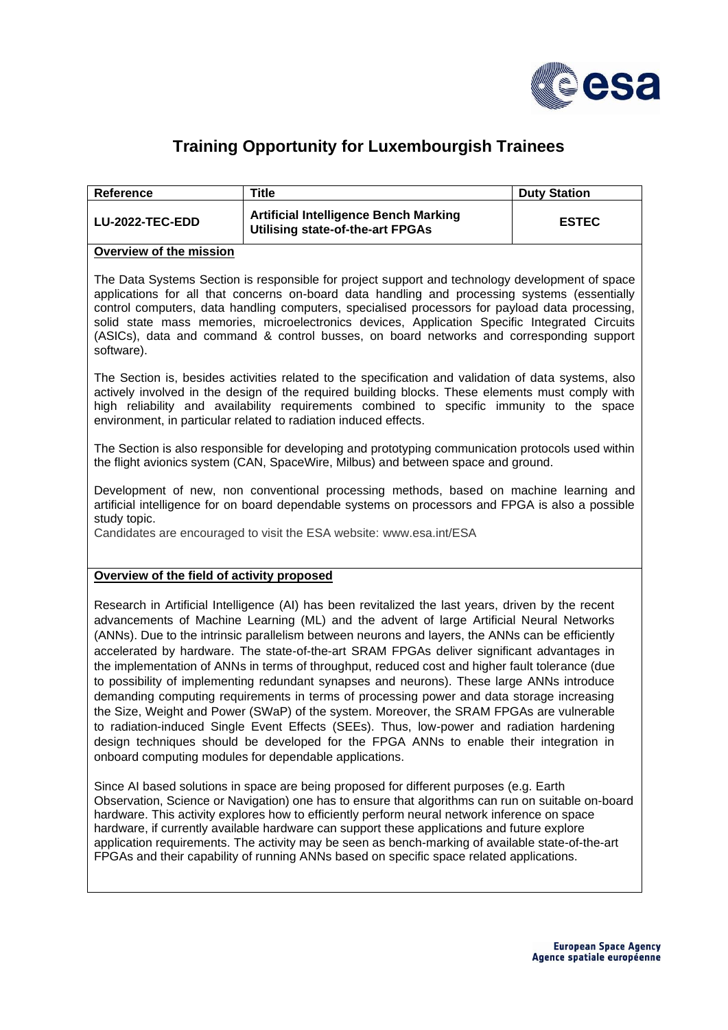# Training Opportunity for Luxembourgish Trainees

| Reference | Title | Duty Station |
|---|---|---|
| **LU-2022-TEC-EDD** | **Artificial Intelligence Bench Marking Utilising state-of-the-art FPGAs** | **ESTEC** |

## Overview of the mission

The Data Systems Section is responsible for project support and technology development of space applications for all that concerns on-board data handling and processing systems (essentially control computers, data handling computers, specialised processors for payload data processing, solid state mass memories, microelectronics devices, Application Specific Integrated Circuits (ASICs), data and command & control busses, on board networks and corresponding support software).

The Section is, besides activities related to the specification and validation of data systems, also actively involved in the design of the required building blocks. These elements must comply with high reliability and availability requirements combined to specific immunity to the space environment, in particular related to radiation induced effects.

The Section is also responsible for developing and prototyping communication protocols used within the flight avionics system (CAN, SpaceWire, Milbus) and between space and ground.

Development of new, non conventional processing methods, based on machine learning and artificial intelligence for on board dependable systems on processors and FPGA is also a possible study topic.

Candidates are encouraged to visit the ESA website: www.esa.int/ESA

## Overview of the field of activity proposed

Research in Artificial Intelligence (AI) has been revitalized the last years, driven by the recent advancements of Machine Learning (ML) and the advent of large Artificial Neural Networks (ANNs). Due to the intrinsic parallelism between neurons and layers, the ANNs can be efficiently accelerated by hardware. The state-of-the-art SRAM FPGAs deliver significant advantages in the implementation of ANNs in terms of throughput, reduced cost and higher fault tolerance (due to possibility of implementing redundant synapses and neurons). These large ANNs introduce demanding computing requirements in terms of processing power and data storage increasing the Size, Weight and Power (SWaP) of the system. Moreover, the SRAM FPGAs are vulnerable to radiation-induced Single Event Effects (SEEs). Thus, low-power and radiation hardening design techniques should be developed for the FPGA ANNs to enable their integration in onboard computing modules for dependable applications.

Since AI based solutions in space are being proposed for different purposes (e.g. Earth Observation, Science or Navigation) one has to ensure that algorithms can run on suitable on-board hardware. This activity explores how to efficiently perform neural network inference on space hardware, if currently available hardware can support these applications and future explore application requirements. The activity may be seen as bench-marking of available state-of-the-art FPGAs and their capability of running ANNs based on specific space related applications.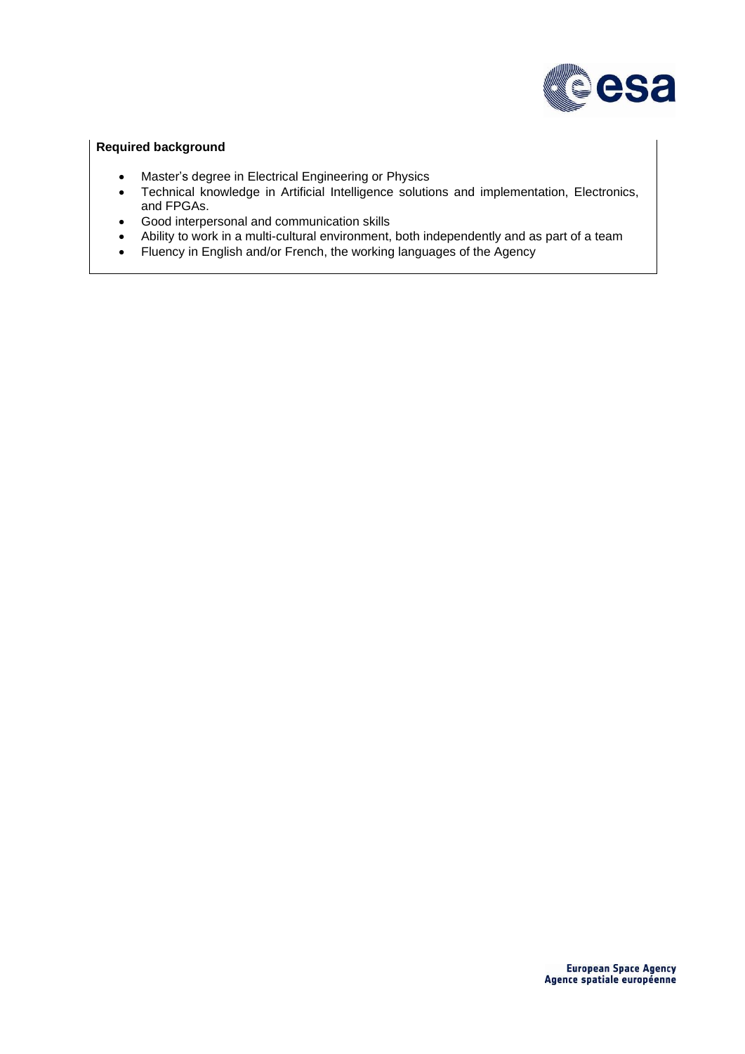**Required background**

- Master's degree in Electrical Engineering or Physics
- Technical knowledge in Artificial Intelligence solutions and implementation, Electronics, and FPGAs.
- Good interpersonal and communication skills
- Ability to work in a multi-cultural environment, both independently and as part of a team
- Fluency in English and/or French, the working languages of the Agency